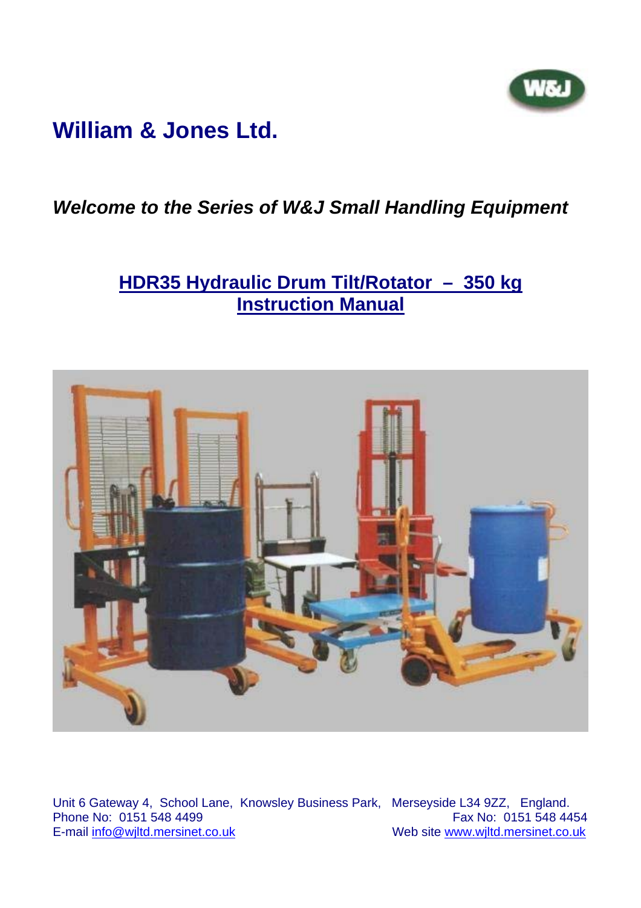# William & Jones Ltd.

***Welcome to the Series of W&J Small Handling Equipment***

## HDR35 Hydraulic Drum Tilt/Rotator – 350 kg
## Instruction Manual

Unit 6 Gateway 4, School Lane, Knowsley Business Park, Merseyside L34 9ZZ, England.
Phone No: 0151 548 4499 Fax No: 0151 548 4454
E-mail info@wjltd.mersinet.co.uk Web site www.wjltd.mersinet.co.uk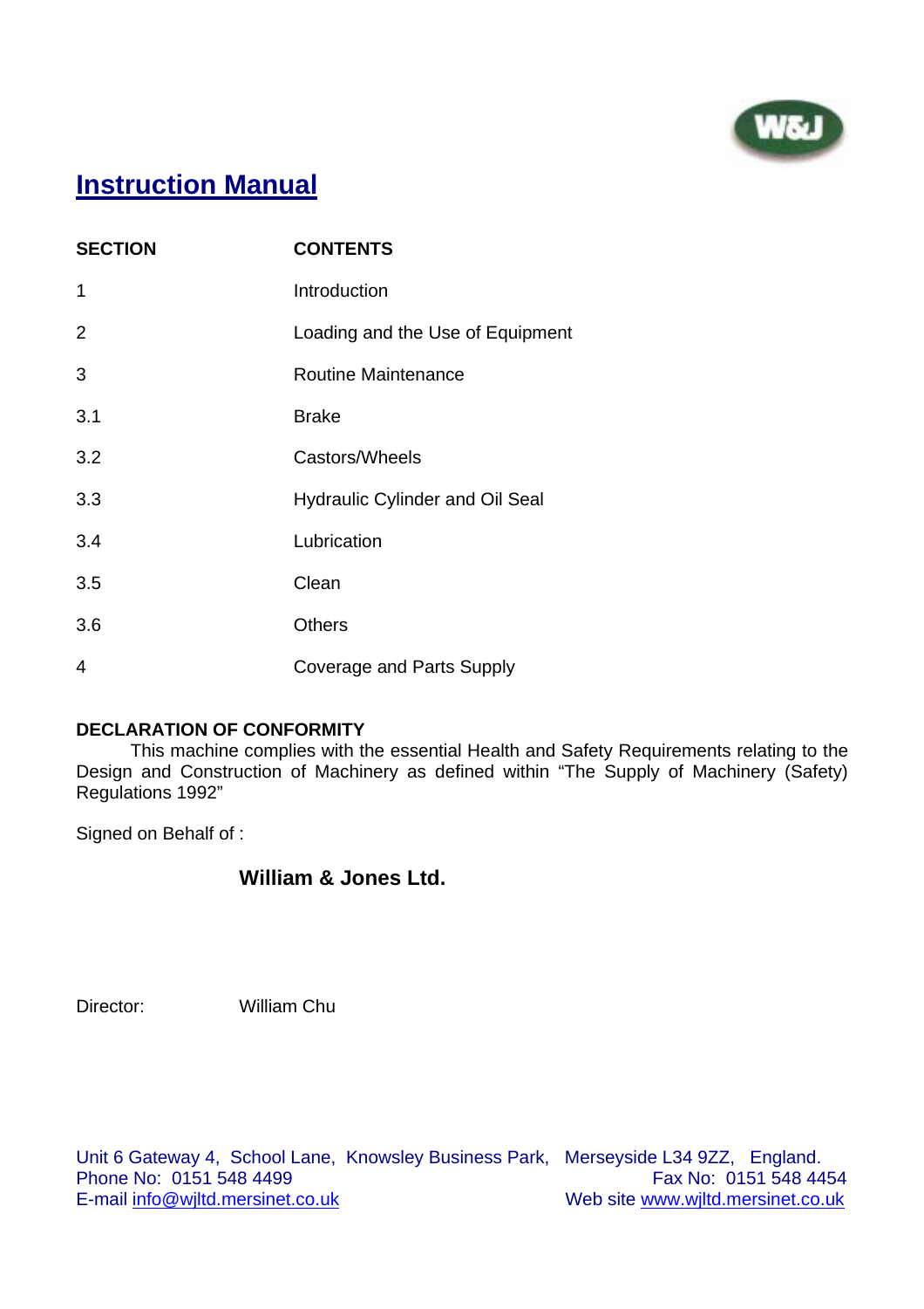W&J

# Instruction Manual

| SECTION | CONTENTS |
|---|---|
| 1 | Introduction |
| 2 | Loading and the Use of Equipment |
| 3 | Routine Maintenance |
| 3.1 | Brake |
| 3.2 | Castors/Wheels |
| 3.3 | Hydraulic Cylinder and Oil Seal |
| 3.4 | Lubrication |
| 3.5 | Clean |
| 3.6 | Others |
| 4 | Coverage and Parts Supply |

**DECLARATION OF CONFORMITY**

This machine complies with the essential Health and Safety Requirements relating to the Design and Construction of Machinery as defined within "The Supply of Machinery (Safety) Regulations 1992"

Signed on Behalf of :

**William & Jones Ltd.**

Director: William Chu

Unit 6 Gateway 4, School Lane, Knowsley Business Park, Merseyside L34 9ZZ, England.
Phone No: 0151 548 4499 Fax No: 0151 548 4454
E-mail info@wjltd.mersinet.co.uk Web site www.wjltd.mersinet.co.uk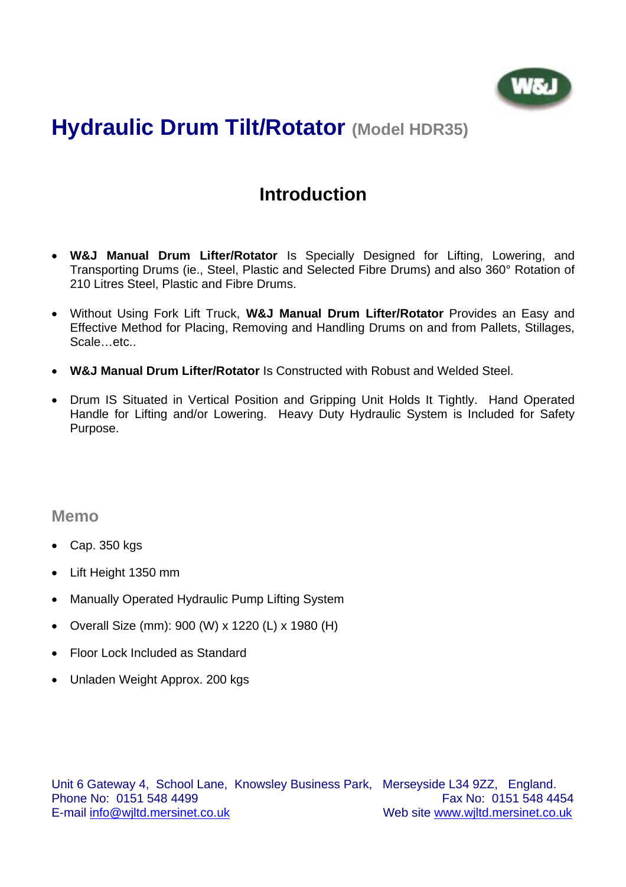# Hydraulic Drum Tilt/Rotator (Model HDR35)

## Introduction

- **W&J Manual Drum Lifter/Rotator** Is Specially Designed for Lifting, Lowering, and Transporting Drums (ie., Steel, Plastic and Selected Fibre Drums) and also 360° Rotation of 210 Litres Steel, Plastic and Fibre Drums.
- Without Using Fork Lift Truck, **W&J Manual Drum Lifter/Rotator** Provides an Easy and Effective Method for Placing, Removing and Handling Drums on and from Pallets, Stillages, Scale…etc..
- **W&J Manual Drum Lifter/Rotator** Is Constructed with Robust and Welded Steel.
- Drum IS Situated in Vertical Position and Gripping Unit Holds It Tightly. Hand Operated Handle for Lifting and/or Lowering. Heavy Duty Hydraulic System is Included for Safety Purpose.

### Memo

- Cap. 350 kgs
- Lift Height 1350 mm
- Manually Operated Hydraulic Pump Lifting System
- Overall Size (mm): 900 (W) x 1220 (L) x 1980 (H)
- Floor Lock Included as Standard
- Unladen Weight Approx. 200 kgs

Unit 6 Gateway 4, School Lane, Knowsley Business Park, Merseyside L34 9ZZ, England.
Phone No: 0151 548 4499 Fax No: 0151 548 4454
E-mail info@wjltd.mersinet.co.uk Web site www.wjltd.mersinet.co.uk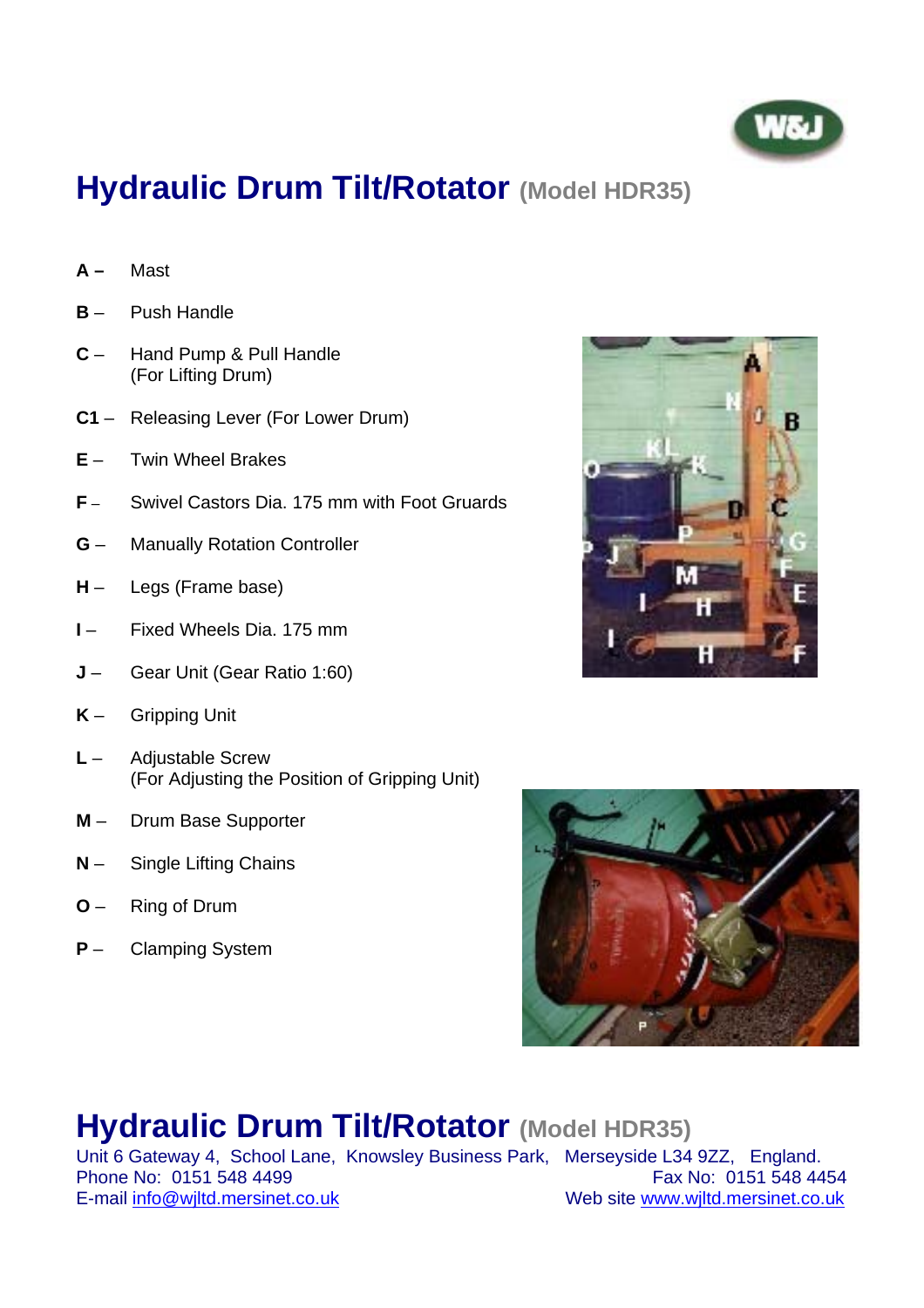# Hydraulic Drum Tilt/Rotator (Model HDR35)

- **A –** Mast
- **B –** Push Handle
- **C –** Hand Pump & Pull Handle (For Lifting Drum)
- **C1 –** Releasing Lever (For Lower Drum)
- **E –** Twin Wheel Brakes
- **F –** Swivel Castors Dia. 175 mm with Foot Gruards
- **G –** Manually Rotation Controller
- **H –** Legs (Frame base)
- **I –** Fixed Wheels Dia. 175 mm
- **J –** Gear Unit (Gear Ratio 1:60)
- **K –** Gripping Unit
- **L –** Adjustable Screw (For Adjusting the Position of Gripping Unit)
- **M –** Drum Base Supporter
- **N –** Single Lifting Chains
- **O –** Ring of Drum
- **P –** Clamping System

## Hydraulic Drum Tilt/Rotator (Model HDR35)

Unit 6 Gateway 4, School Lane, Knowsley Business Park, Merseyside L34 9ZZ, England.
Phone No: 0151 548 4499 Fax No: 0151 548 4454
E-mail info@wjltd.mersinet.co.uk Web site www.wjltd.mersinet.co.uk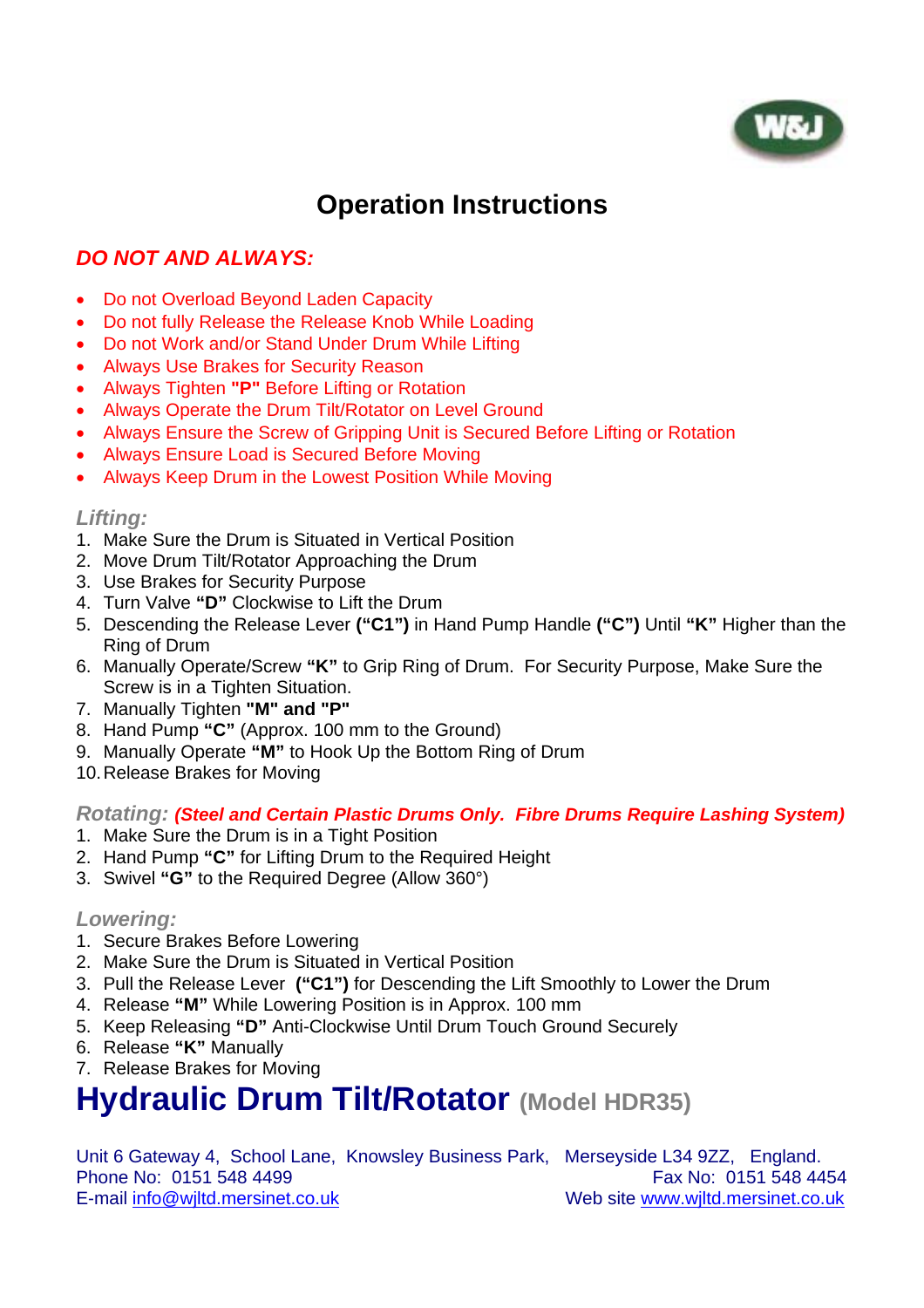# Operation Instructions

## *DO NOT AND ALWAYS:*

- Do not Overload Beyond Laden Capacity
- Do not fully Release the Release Knob While Loading
- Do not Work and/or Stand Under Drum While Lifting
- Always Use Brakes for Security Reason
- Always Tighten **"P"** Before Lifting or Rotation
- Always Operate the Drum Tilt/Rotator on Level Ground
- Always Ensure the Screw of Gripping Unit is Secured Before Lifting or Rotation
- Always Ensure Load is Secured Before Moving
- Always Keep Drum in the Lowest Position While Moving

### *Lifting:*

1. Make Sure the Drum is Situated in Vertical Position
2. Move Drum Tilt/Rotator Approaching the Drum
3. Use Brakes for Security Purpose
4. Turn Valve **"D"** Clockwise to Lift the Drum
5. Descending the Release Lever **("C1")** in Hand Pump Handle **("C")** Until **"K"** Higher than the Ring of Drum
6. Manually Operate/Screw **"K"** to Grip Ring of Drum. For Security Purpose, Make Sure the Screw is in a Tighten Situation.
7. Manually Tighten **"M" and "P"**
8. Hand Pump **"C"** (Approx. 100 mm to the Ground)
9. Manually Operate **"M"** to Hook Up the Bottom Ring of Drum
10. Release Brakes for Moving

### *Rotating:* ***(Steel and Certain Plastic Drums Only. Fibre Drums Require Lashing System)***

1. Make Sure the Drum is in a Tight Position
2. Hand Pump **"C"** for Lifting Drum to the Required Height
3. Swivel **"G"** to the Required Degree (Allow 360°)

### *Lowering:*

1. Secure Brakes Before Lowering
2. Make Sure the Drum is Situated in Vertical Position
3. Pull the Release Lever **("C1")** for Descending the Lift Smoothly to Lower the Drum
4. Release **"M"** While Lowering Position is in Approx. 100 mm
5. Keep Releasing **"D"** Anti-Clockwise Until Drum Touch Ground Securely
6. Release **"K"** Manually
7. Release Brakes for Moving

# Hydraulic Drum Tilt/Rotator (Model HDR35)

Unit 6 Gateway 4, School Lane, Knowsley Business Park, Merseyside L34 9ZZ, England.
Phone No: 0151 548 4499 Fax No: 0151 548 4454
E-mail info@wjltd.mersinet.co.uk Web site www.wjltd.mersinet.co.uk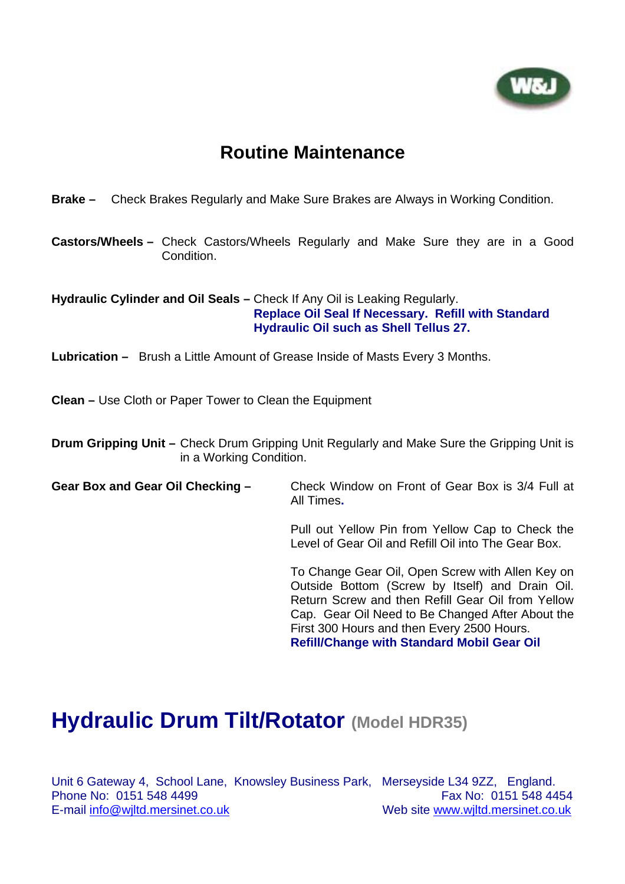# Routine Maintenance

**Brake –** Check Brakes Regularly and Make Sure Brakes are Always in Working Condition.

**Castors/Wheels –** Check Castors/Wheels Regularly and Make Sure they are in a Good Condition.

**Hydraulic Cylinder and Oil Seals –** Check If Any Oil is Leaking Regularly.
**Replace Oil Seal If Necessary. Refill with Standard Hydraulic Oil such as Shell Tellus 27.**

**Lubrication –** Brush a Little Amount of Grease Inside of Masts Every 3 Months.

**Clean –** Use Cloth or Paper Tower to Clean the Equipment

**Drum Gripping Unit –** Check Drum Gripping Unit Regularly and Make Sure the Gripping Unit is in a Working Condition.

**Gear Box and Gear Oil Checking –** Check Window on Front of Gear Box is 3/4 Full at All Times**.**

Pull out Yellow Pin from Yellow Cap to Check the Level of Gear Oil and Refill Oil into The Gear Box.

To Change Gear Oil, Open Screw with Allen Key on Outside Bottom (Screw by Itself) and Drain Oil. Return Screw and then Refill Gear Oil from Yellow Cap. Gear Oil Need to Be Changed After About the First 300 Hours and then Every 2500 Hours.
**Refill/Change with Standard Mobil Gear Oil**

# Hydraulic Drum Tilt/Rotator (Model HDR35)

Unit 6 Gateway 4, School Lane, Knowsley Business Park, Merseyside L34 9ZZ, England.
Phone No: 0151 548 4499
Fax No: 0151 548 4454
E-mail info@wjltd.mersinet.co.uk
Web site www.wjltd.mersinet.co.uk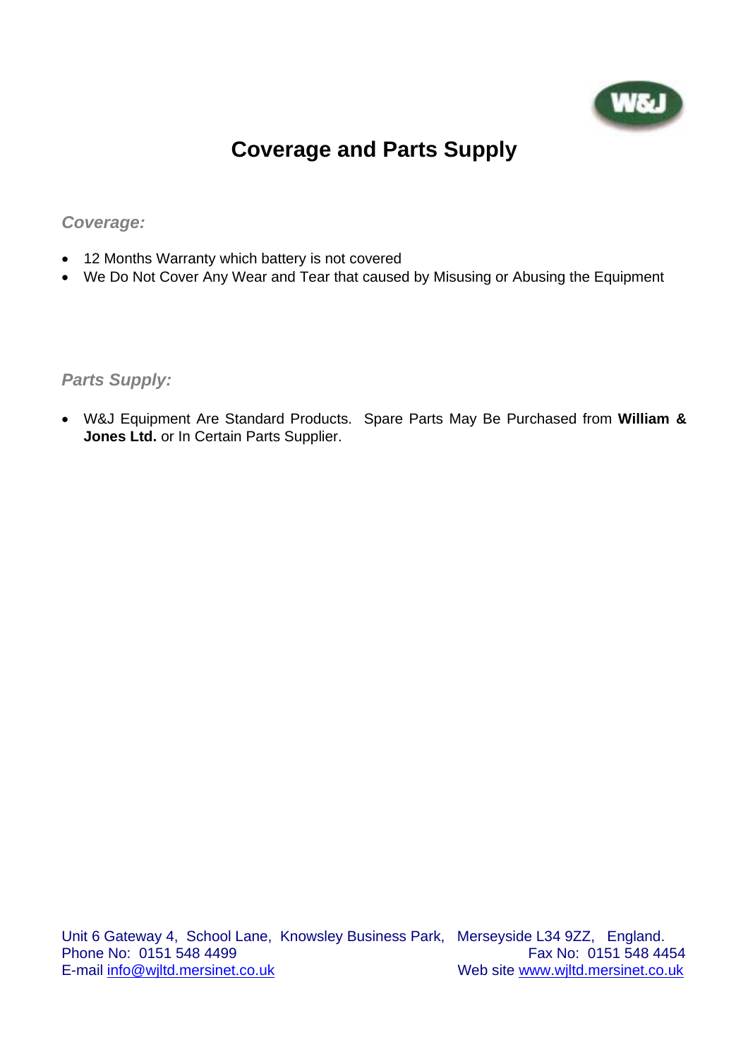# Coverage and Parts Supply

***Coverage:***

- 12 Months Warranty which battery is not covered
- We Do Not Cover Any Wear and Tear that caused by Misusing or Abusing the Equipment

***Parts Supply:***

- W&J Equipment Are Standard Products. Spare Parts May Be Purchased from **William & Jones Ltd.** or In Certain Parts Supplier.

Unit 6 Gateway 4, School Lane, Knowsley Business Park, Merseyside L34 9ZZ, England.
Phone No: 0151 548 4499 Fax No: 0151 548 4454
E-mail info@wjltd.mersinet.co.uk Web site www.wjltd.mersinet.co.uk